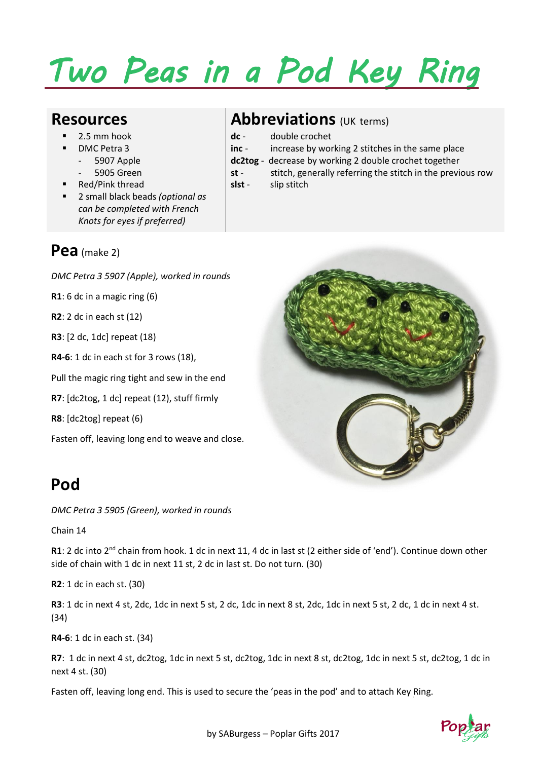# Two Peas in a Pod Key Ring

## Resources

- 2.5 mm hook
- DMC Petra 3
  - 5907 Apple
  - 5905 Green
- Red/Pink thread
- 2 small black beads *(optional as can be completed with French Knots for eyes if preferred)*

## Abbreviations (UK terms)

**dc** - double crochet
**inc** - increase by working 2 stitches in the same place
**dc2tog** - decrease by working 2 double crochet together
**st** - stitch, generally referring the stitch in the previous row
**slst** - slip stitch

## Pea (make 2)

*DMC Petra 3 5907 (Apple), worked in rounds*

**R1**: 6 dc in a magic ring (6)

**R2**: 2 dc in each st (12)

**R3**: [2 dc, 1dc] repeat (18)

**R4-6**: 1 dc in each st for 3 rows (18),

Pull the magic ring tight and sew in the end

**R7**: [dc2tog, 1 dc] repeat (12), stuff firmly

**R8**: [dc2tog] repeat (6)

Fasten off, leaving long end to weave and close.

## Pod

*DMC Petra 3 5905 (Green), worked in rounds*

Chain 14

**R1**: 2 dc into 2nd chain from hook. 1 dc in next 11, 4 dc in last st (2 either side of 'end'). Continue down other side of chain with 1 dc in next 11 st, 2 dc in last st. Do not turn. (30)

**R2**: 1 dc in each st. (30)

**R3**: 1 dc in next 4 st, 2dc, 1dc in next 5 st, 2 dc, 1dc in next 8 st, 2dc, 1dc in next 5 st, 2 dc, 1 dc in next 4 st. (34)

**R4-6**: 1 dc in each st. (34)

**R7**: 1 dc in next 4 st, dc2tog, 1dc in next 5 st, dc2tog, 1dc in next 8 st, dc2tog, 1dc in next 5 st, dc2tog, 1 dc in next 4 st. (30)

Fasten off, leaving long end. This is used to secure the 'peas in the pod' and to attach Key Ring.

by SABurgess – Poplar Gifts 2017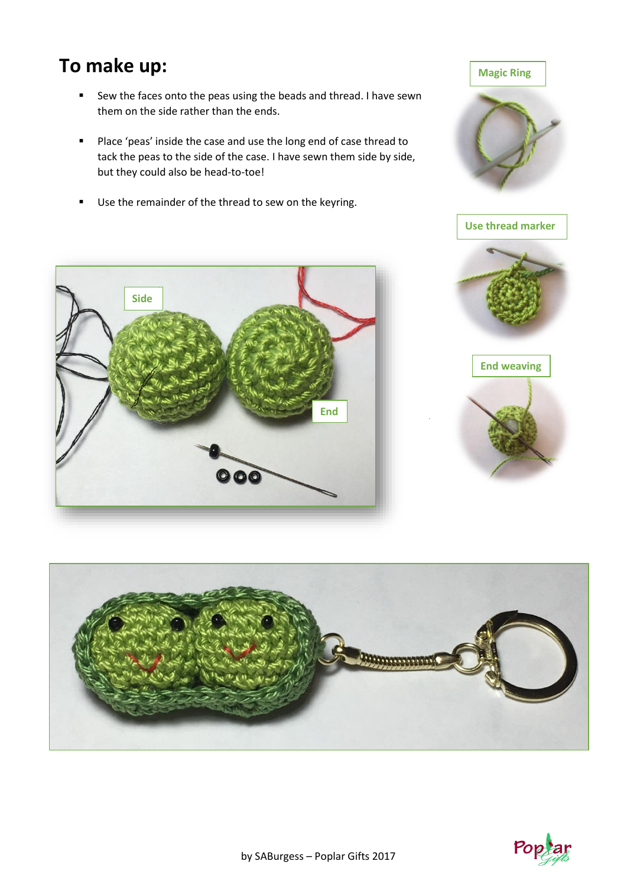# To make up:

- Sew the faces onto the peas using the beads and thread. I have sewn them on the side rather than the ends.

- Place 'peas' inside the case and use the long end of case thread to tack the peas to the side of the case. I have sewn them side by side, but they could also be head-to-toe!

- Use the remainder of the thread to sew on the keyring.

Magic Ring

Use thread marker

End weaving

Side

End

by SABurgess – Poplar Gifts 2017